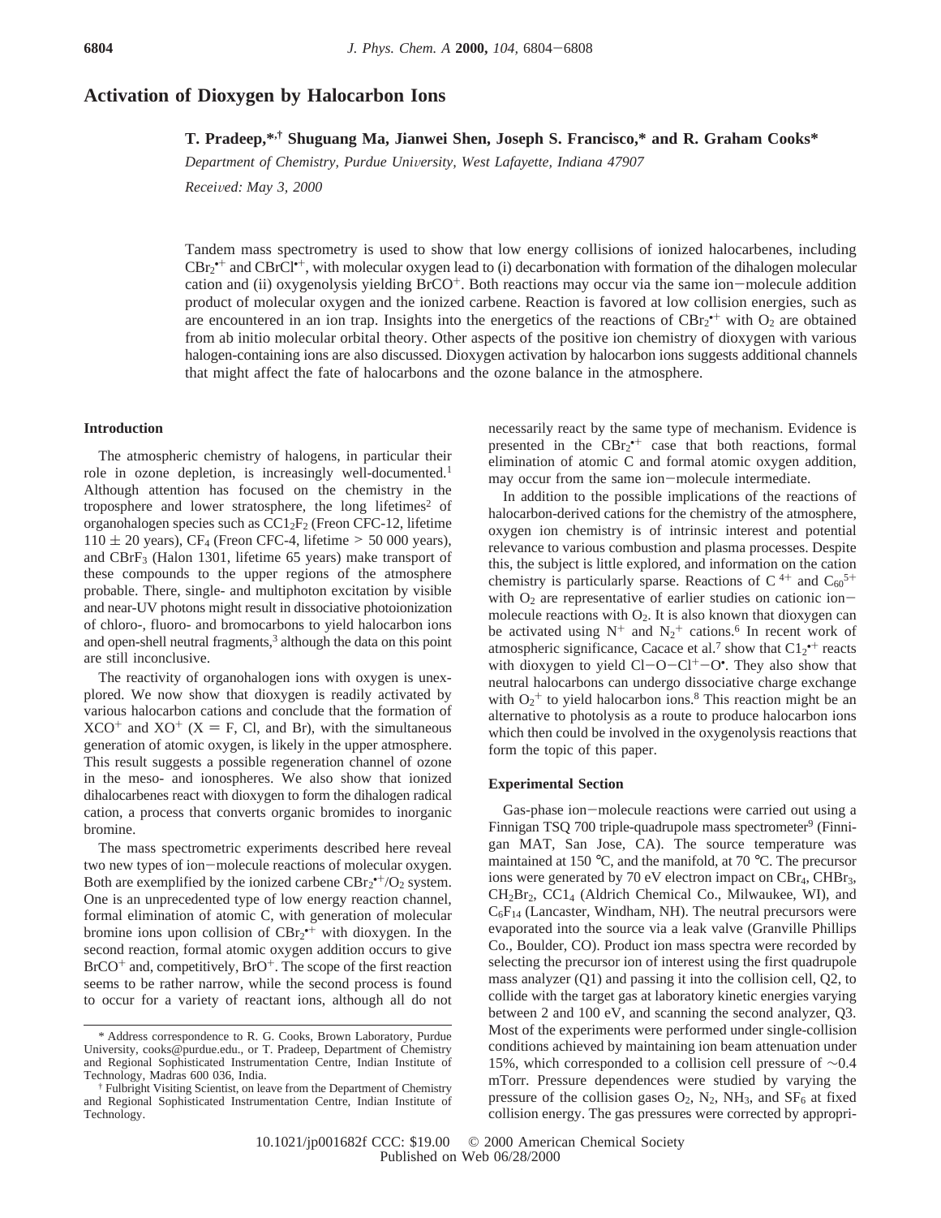# Activation of Dioxygen by Halocarbon Ions

**T. Pradeep,*,† Shuguang Ma, Jianwei Shen, Joseph S. Francisco,* and R. Graham Cooks***

*Department of Chemistry, Purdue University, West Lafayette, Indiana 47907*

*Received: May 3, 2000*

Tandem mass spectrometry is used to show that low energy collisions of ionized halocarbenes, including $CBr_2^{\bullet+}$ and $CBrCl^{\bullet+}$, with molecular oxygen lead to (i) decarbonation with formation of the dihalogen molecular cation and (ii) oxygenolysis yielding $BrCO^+$. Both reactions may occur via the same ion−molecule addition product of molecular oxygen and the ionized carbene. Reaction is favored at low collision energies, such as are encountered in an ion trap. Insights into the energetics of the reactions of $CBr_2^{\bullet+}$ with $O_2$ are obtained from ab initio molecular orbital theory. Other aspects of the positive ion chemistry of dioxygen with various halogen-containing ions are also discussed. Dioxygen activation by halocarbon ions suggests additional channels that might affect the fate of halocarbons and the ozone balance in the atmosphere.

## Introduction

The atmospheric chemistry of halogens, in particular their role in ozone depletion, is increasingly well-documented.[1] Although attention has focused on the chemistry in the troposphere and lower stratosphere, the long lifetimes[2] of organohalogen species such as $CCl_2F_2$ (Freon CFC-12, lifetime 110 ± 20 years), $CF_4$ (Freon CFC-4, lifetime > 50 000 years), and $CBrF_3$ (Halon 1301, lifetime 65 years) make transport of these compounds to the upper regions of the atmosphere probable. There, single- and multiphoton excitation by visible and near-UV photons might result in dissociative photoionization of chloro-, fluoro- and bromocarbons to yield halocarbon ions and open-shell neutral fragments,[3] although the data on this point are still inconclusive.

The reactivity of organohalogen ions with oxygen is unexplored. We now show that dioxygen is readily activated by various halocarbon cations and conclude that the formation of $XCO^+$ and $XO^+$ (X = F, Cl, and Br), with the simultaneous generation of atomic oxygen, is likely in the upper atmosphere. This result suggests a possible regeneration channel of ozone in the meso- and ionospheres. We also show that ionized dihalocarbenes react with dioxygen to form the dihalogen radical cation, a process that converts organic bromides to inorganic bromine.

The mass spectrometric experiments described here reveal two new types of ion−molecule reactions of molecular oxygen. Both are exemplified by the ionized carbene $CBr_2^{\bullet+}/O_2$ system. One is an unprecedented type of low energy reaction channel, formal elimination of atomic C, with generation of molecular bromine ions upon collision of $CBr_2^{\bullet+}$ with dioxygen. In the second reaction, formal atomic oxygen addition occurs to give $BrCO^+$ and, competitively, $BrO^+$. The scope of the first reaction seems to be rather narrow, while the second process is found to occur for a variety of reactant ions, although all do not necessarily react by the same type of mechanism. Evidence is presented in the $CBr_2^{\bullet+}$ case that both reactions, formal elimination of atomic C and formal atomic oxygen addition, may occur from the same ion−molecule intermediate.

In addition to the possible implications of the reactions of halocarbon-derived cations for the chemistry of the atmosphere, oxygen ion chemistry is of intrinsic interest and potential relevance to various combustion and plasma processes. Despite this, the subject is little explored, and information on the cation chemistry is particularly sparse. Reactions of $C^{4+}$ and $C_{60}^{5+}$ with $O_2$ are representative of earlier studies on cationic ion−molecule reactions with $O_2$. It is also known that dioxygen can be activated using $N^+$ and $N_2^+$ cations.[6] In recent work of atmospheric significance, Cacace et al.[7] show that $Cl_2^{\bullet+}$ reacts with dioxygen to yield $Cl{-}O{-}Cl^+{-}O^\bullet$. They also show that neutral halocarbons can undergo dissociative charge exchange with $O_2^+$ to yield halocarbon ions.[8] This reaction might be an alternative to photolysis as a route to produce halocarbon ions which then could be involved in the oxygenolysis reactions that form the topic of this paper.

## Experimental Section

Gas-phase ion−molecule reactions were carried out using a Finnigan TSQ 700 triple-quadrupole mass spectrometer[9] (Finnigan MAT, San Jose, CA). The source temperature was maintained at 150 °C, and the manifold, at 70 °C. The precursor ions were generated by 70 eV electron impact on $CBr_4$, $CHBr_3$, $CH_2Br_2$, $CCl_4$ (Aldrich Chemical Co., Milwaukee, WI), and $C_6F_{14}$ (Lancaster, Windham, NH). The neutral precursors were evaporated into the source via a leak valve (Granville Phillips Co., Boulder, CO). Product ion mass spectra were recorded by selecting the precursor ion of interest using the first quadrupole mass analyzer (Q1) and passing it into the collision cell, Q2, to collide with the target gas at laboratory kinetic energies varying between 2 and 100 eV, and scanning the second analyzer, Q3. Most of the experiments were performed under single-collision conditions achieved by maintaining ion beam attenuation under 15%, which corresponded to a collision cell pressure of ~0.4 mTorr. Pressure dependences were studied by varying the pressure of the collision gases $O_2$, $N_2$, $NH_3$, and $SF_6$ at fixed collision energy. The gas pressures were corrected by appropri-

\* Address correspondence to R. G. Cooks, Brown Laboratory, Purdue University, cooks@purdue.edu., or T. Pradeep, Department of Chemistry and Regional Sophisticated Instrumentation Centre, Indian Institute of Technology, Madras 600 036, India.

† Fulbright Visiting Scientist, on leave from the Department of Chemistry and Regional Sophisticated Instrumentation Centre, Indian Institute of Technology.

10.1021/jp001682f CCC: $19.00 © 2000 American Chemical Society
Published on Web 06/28/2000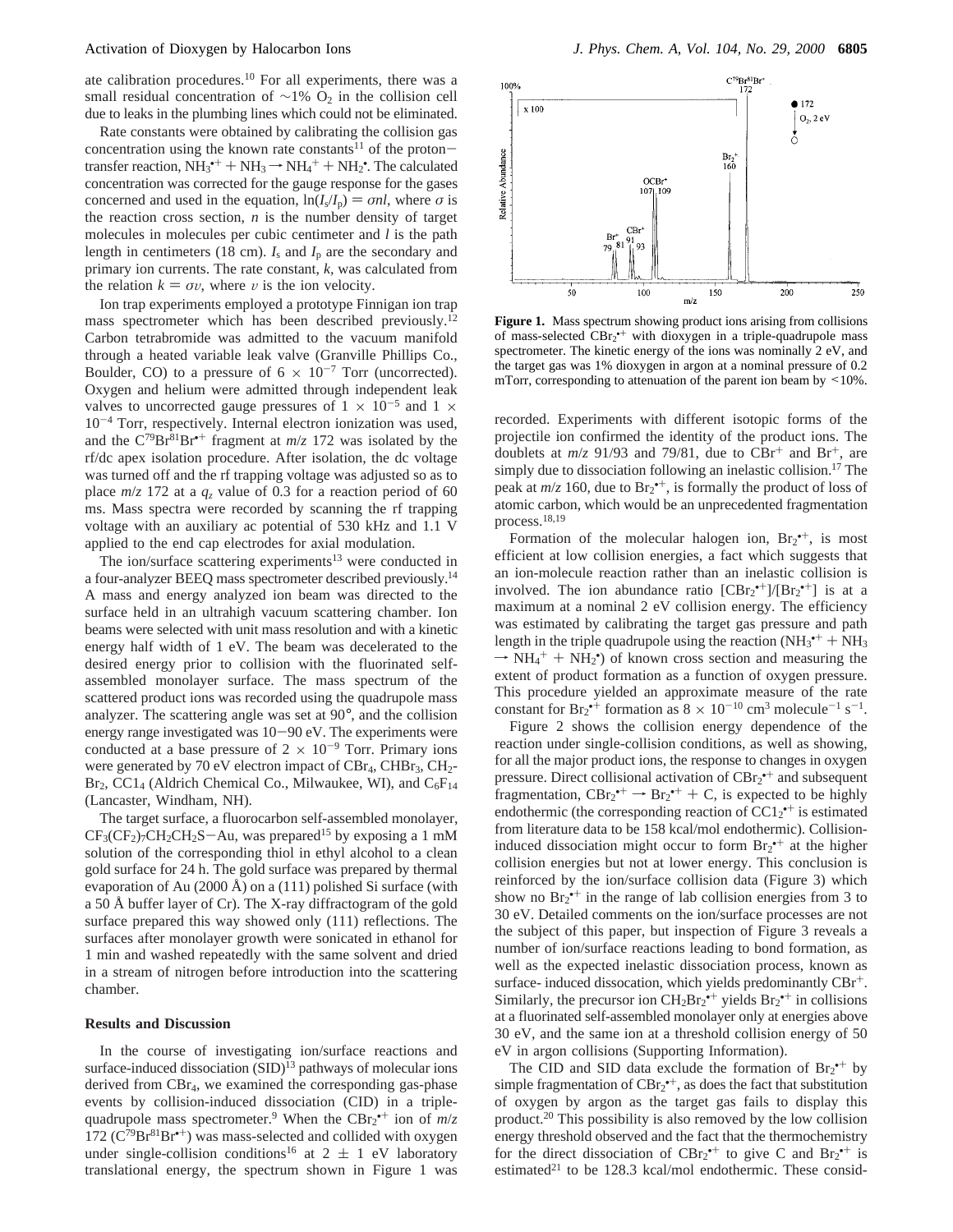ate calibration procedures.[10] For all experiments, there was a small residual concentration of ∼1% $O_2$ in the collision cell due to leaks in the plumbing lines which could not be eliminated.

Rate constants were obtained by calibrating the collision gas concentration using the known rate constants[11] of the proton-transfer reaction, $NH_3^{•+} + NH_3 \rightarrow NH_4^+ + NH_2^•$. The calculated concentration was corrected for the gauge response for the gases concerned and used in the equation, $\ln(I_s/I_p) = \sigma n l$, where $\sigma$ is the reaction cross section, $n$ is the number density of target molecules in molecules per cubic centimeter and $l$ is the path length in centimeters (18 cm). $I_s$ and $I_p$ are the secondary and primary ion currents. The rate constant, $k$, was calculated from the relation $k = \sigma v$, where $v$ is the ion velocity.

Ion trap experiments employed a prototype Finnigan ion trap mass spectrometer which has been described previously.[12] Carbon tetrabromide was admitted to the vacuum manifold through a heated variable leak valve (Granville Phillips Co., Boulder, CO) to a pressure of $6 \times 10^{-7}$ Torr (uncorrected). Oxygen and helium were admitted through independent leak valves to uncorrected gauge pressures of $1 \times 10^{-5}$ and $1 \times 10^{-4}$ Torr, respectively. Internal electron ionization was used, and the $C^{79}Br^{81}Br^{•+}$ fragment at $m/z$ 172 was isolated by the rf/dc apex isolation procedure. After isolation, the dc voltage was turned off and the rf trapping voltage was adjusted so as to place $m/z$ 172 at a $q_z$ value of 0.3 for a reaction period of 60 ms. Mass spectra were recorded by scanning the rf trapping voltage with an auxiliary ac potential of 530 kHz and 1.1 V applied to the end cap electrodes for axial modulation.

The ion/surface scattering experiments[13] were conducted in a four-analyzer BEEQ mass spectrometer described previously.[14] A mass and energy analyzed ion beam was directed to the surface held in an ultrahigh vacuum scattering chamber. Ion beams were selected with unit mass resolution and with a kinetic energy half width of 1 eV. The beam was decelerated to the desired energy prior to collision with the fluorinated self-assembled monolayer surface. The mass spectrum of the scattered product ions was recorded using the quadrupole mass analyzer. The scattering angle was set at 90°, and the collision energy range investigated was 10−90 eV. The experiments were conducted at a base pressure of $2 \times 10^{-9}$ Torr. Primary ions were generated by 70 eV electron impact of $CBr_4$, $CHBr_3$, $CH_2Br_2$, $CCl_4$ (Aldrich Chemical Co., Milwaukee, WI), and $C_6F_{14}$ (Lancaster, Windham, NH).

The target surface, a fluorocarbon self-assembled monolayer, $CF_3(CF_2)_7CH_2CH_2S-Au$, was prepared[15] by exposing a 1 mM solution of the corresponding thiol in ethyl alcohol to a clean gold surface for 24 h. The gold surface was prepared by thermal evaporation of Au (2000 Å) on a (111) polished Si surface (with a 50 Å buffer layer of Cr). The X-ray diffractogram of the gold surface prepared this way showed only (111) reflections. The surfaces after monolayer growth were sonicated in ethanol for 1 min and washed repeatedly with the same solvent and dried in a stream of nitrogen before introduction into the scattering chamber.

## Results and Discussion

In the course of investigating ion/surface reactions and surface-induced dissociation (SID)[13] pathways of molecular ions derived from $CBr_4$, we examined the corresponding gas-phase events by collision-induced dissociation (CID) in a triple-quadrupole mass spectrometer.[9] When the $CBr_2^{•+}$ ion of $m/z$ 172 ($C^{79}Br^{81}Br^{•+}$) was mass-selected and collided with oxygen under single-collision conditions[16] at 2 ± 1 eV laboratory translational energy, the spectrum shown in Figure 1 was recorded. Experiments with different isotopic forms of the projectile ion confirmed the identity of the product ions. The doublets at $m/z$ 91/93 and 79/81, due to $CBr^+$ and $Br^+$, are simply due to dissociation following an inelastic collision.[17] The peak at $m/z$ 160, due to $Br_2^{•+}$, is formally the product of loss of atomic carbon, which would be an unprecedented fragmentation process.[18,19]

**Figure 1.** Mass spectrum showing product ions arising from collisions of mass-selected $CBr_2^{•+}$ with dioxygen in a triple-quadrupole mass spectrometer. The kinetic energy of the ions was nominally 2 eV, and the target gas was 1% dioxygen in argon at a nominal pressure of 0.2 mTorr, corresponding to attenuation of the parent ion beam by <10%.

Formation of the molecular halogen ion, $Br_2^{•+}$, is most efficient at low collision energies, a fact which suggests that an ion-molecule reaction rather than an inelastic collision is involved. The ion abundance ratio $[CBr_2^{•+}]/[Br_2^{•+}]$ is at a maximum at a nominal 2 eV collision energy. The efficiency was estimated by calibrating the target gas pressure and path length in the triple quadrupole using the reaction ($NH_3^{•+} + NH_3 \rightarrow NH_4^+ + NH_2^•$) of known cross section and measuring the extent of product formation as a function of oxygen pressure. This procedure yielded an approximate measure of the rate constant for $Br_2^{•+}$ formation as $8 \times 10^{-10}$ cm$^3$ molecule$^{-1}$ s$^{-1}$.

Figure 2 shows the collision energy dependence of the reaction under single-collision conditions, as well as showing, for all the major product ions, the response to changes in oxygen pressure. Direct collisional activation of $CBr_2^{•+}$ and subsequent fragmentation, $CBr_2^{•+} \rightarrow Br_2^{•+} + C$, is expected to be highly endothermic (the corresponding reaction of $CCl_2^{•+}$ is estimated from literature data to be 158 kcal/mol endothermic). Collision-induced dissociation might occur to form $Br_2^{•+}$ at the higher collision energies but not at lower energy. This conclusion is reinforced by the ion/surface collision data (Figure 3) which show no $Br_2^{•+}$ in the range of lab collision energies from 3 to 30 eV. Detailed comments on the ion/surface processes are not the subject of this paper, but inspection of Figure 3 reveals a number of ion/surface reactions leading to bond formation, as well as the expected inelastic dissociation process, known as surface- induced dissocation, which yields predominantly $CBr^+$. Similarly, the precursor ion $CH_2Br_2^{•+}$ yields $Br_2^{•+}$ in collisions at a fluorinated self-assembled monolayer only at energies above 30 eV, and the same ion at a threshold collision energy of 50 eV in argon collisions (Supporting Information).

The CID and SID data exclude the formation of $Br_2^{•+}$ by simple fragmentation of $CBr_2^{•+}$, as does the fact that substitution of oxygen by argon as the target gas fails to display this product.[20] This possibility is also removed by the low collision energy threshold observed and the fact that the thermochemistry for the direct dissociation of $CBr_2^{•+}$ to give C and $Br_2^{•+}$ is estimated[21] to be 128.3 kcal/mol endothermic. These consid-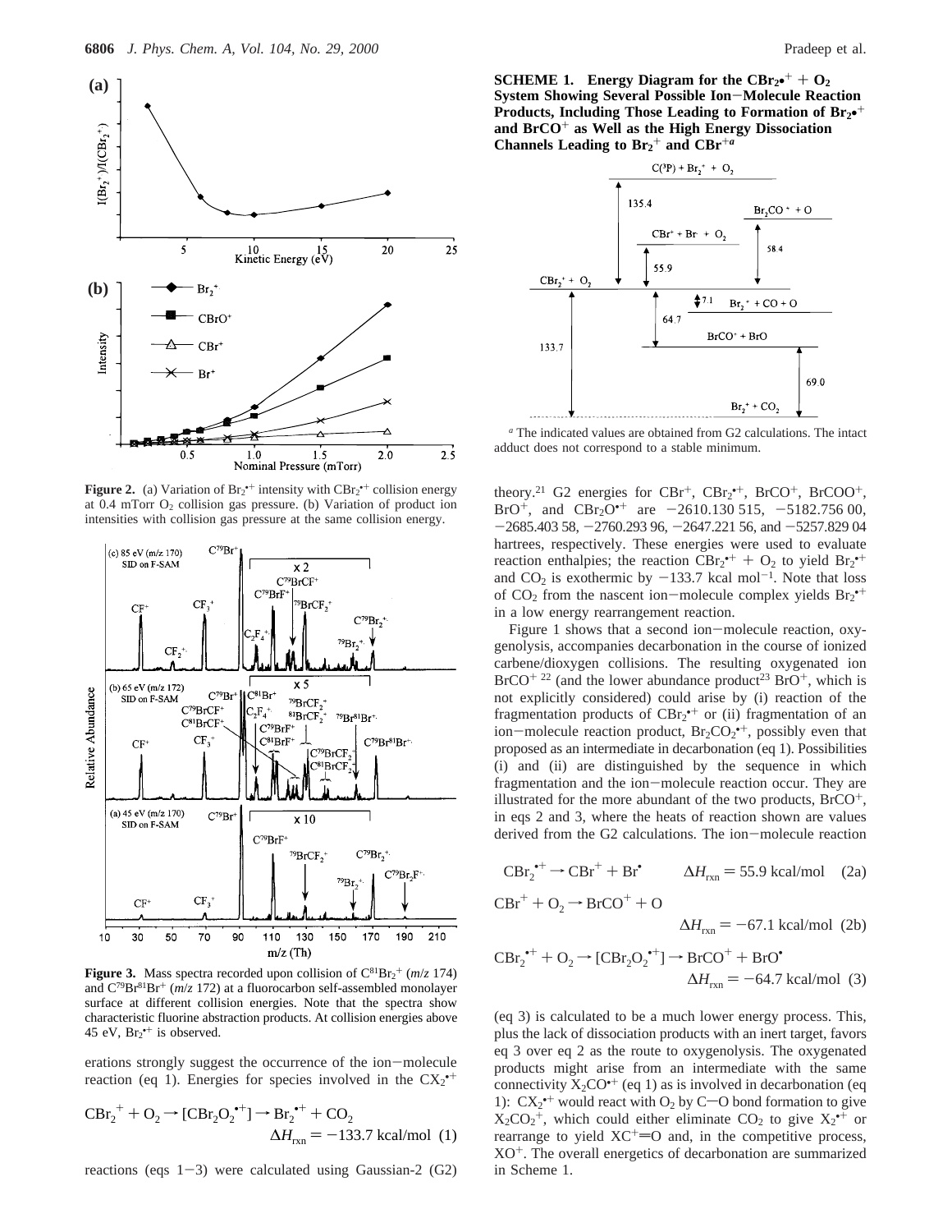**Figure 2.** (a) Variation of $Br_2^{•+}$ intensity with $CBr_2^{•+}$ collision energy at 0.4 mTorr $O_2$ collision gas pressure. (b) Variation of product ion intensities with collision gas pressure at the same collision energy.

**Figure 3.** Mass spectra recorded upon collision of $C^{81}Br_2^+$ (*m/z* 174) and $C^{79}Br^{81}Br^+$ (*m/z* 172) at a fluorocarbon self-assembled monolayer surface at different collision energies. Note that the spectra show characteristic fluorine abstraction products. At collision energies above 45 eV, $Br_2^{•+}$ is observed.

erations strongly suggest the occurrence of the ion–molecule reaction (eq 1). Energies for species involved in the $CX_2^{•+}$

$$CBr_2^+ + O_2 \rightarrow [CBr_2O_2^{•+}] \rightarrow Br_2^{•+} + CO_2 \qquad \Delta H_{rxn} = -133.7 \text{ kcal/mol} \quad (1)$$

reactions (eqs 1–3) were calculated using Gaussian-2 (G2) theory.[21] G2 energies for $CBr^+$, $CBr_2^{•+}$, $BrCO^+$, $BrCOO^+$, $BrO^+$, and $CBr_2O^{•+}$ are −2610.130 515, −5182.756 00, −2685.403 58, −2760.293 96, −2647.221 56, and −5257.829 04 hartrees, respectively. These energies were used to evaluate reaction enthalpies; the reaction $CBr_2^{•+} + O_2$ to yield $Br_2^{•+}$ and $CO_2$ is exothermic by −133.7 kcal mol$^{-1}$. Note that loss of $CO_2$ from the nascent ion–molecule complex yields $Br_2^{•+}$ in a low energy rearrangement reaction.

**SCHEME 1. Energy Diagram for the $CBr_2^{•+} + O_2$ System Showing Several Possible Ion–Molecule Reaction Products, Including Those Leading to Formation of $Br_2^{•+}$ and $BrCO^+$ as Well as the High Energy Dissociation Channels Leading to $Br_2^+$ and $CBr^+$**[a]

[a] The indicated values are obtained from G2 calculations. The intact adduct does not correspond to a stable minimum.

Figure 1 shows that a second ion–molecule reaction, oxygenolysis, accompanies decarbonation in the course of ionized carbene/dioxygen collisions. The resulting oxygenated ion $BrCO^+$ [22] (and the lower abundance product[23] $BrO^+$, which is not explicitly considered) could arise by (i) reaction of the fragmentation products of $CBr_2^{•+}$ or (ii) fragmentation of an ion–molecule reaction product, $Br_2CO_2^{•+}$, possibly even that proposed as an intermediate in decarbonation (eq 1). Possibilities (i) and (ii) are distinguished by the sequence in which fragmentation and the ion–molecule reaction occur. They are illustrated for the more abundant of the two products, $BrCO^+$, in eqs 2 and 3, where the heats of reaction shown are values derived from the G2 calculations. The ion–molecule reaction

$$CBr_2^{•+} \rightarrow CBr^+ + Br^• \qquad \Delta H_{rxn} = 55.9 \text{ kcal/mol} \quad (2a)$$

$$CBr^+ + O_2 \rightarrow BrCO^+ + O \qquad \Delta H_{rxn} = -67.1 \text{ kcal/mol} \quad (2b)$$

$$CBr_2^{•+} + O_2 \rightarrow [CBr_2O_2^{•+}] \rightarrow BrCO^+ + BrO^• \qquad \Delta H_{rxn} = -64.7 \text{ kcal/mol} \quad (3)$$

(eq 3) is calculated to be a much lower energy process. This, plus the lack of dissociation products with an inert target, favors eq 3 over eq 2 as the route to oxygenolysis. The oxygenated products might arise from an intermediate with the same connectivity $X_2CO^{•+}$ (eq 1) as is involved in decarbonation (eq 1): $CX_2^{•+}$ would react with $O_2$ by C–O bond formation to give $X_2CO_2^+$, which could either eliminate $CO_2$ to give $X_2^{•+}$ or rearrange to yield $XC^+{=}O$ and, in the competitive process, $XO^+$. The overall energetics of decarbonation are summarized in Scheme 1.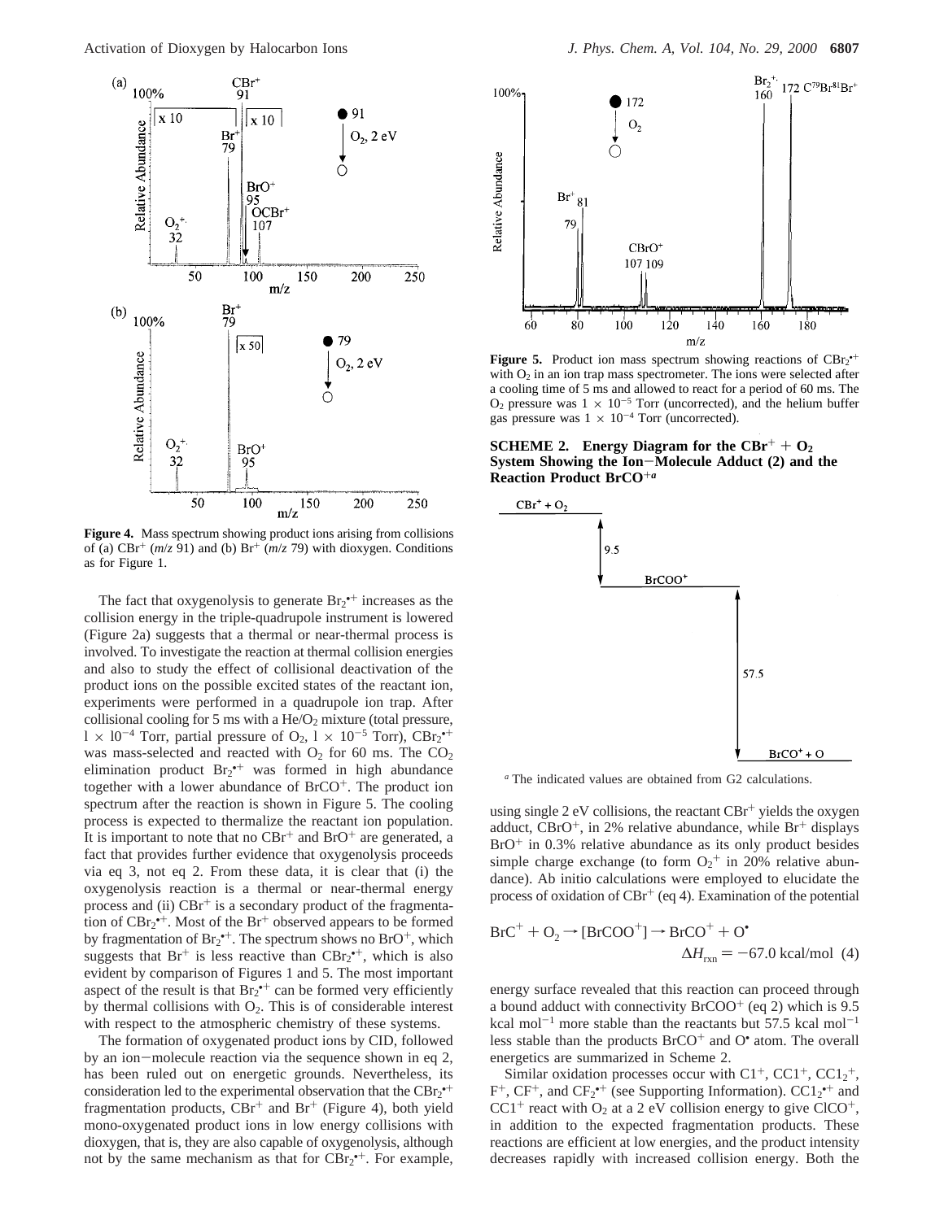**Figure 4.** Mass spectrum showing product ions arising from collisions of (a) $CBr^+$ ($m/z$ 91) and (b) $Br^+$ ($m/z$ 79) with dioxygen. Conditions as for Figure 1.

The fact that oxygenolysis to generate $Br_2^{\bullet+}$ increases as the collision energy in the triple-quadrupole instrument is lowered (Figure 2a) suggests that a thermal or near-thermal process is involved. To investigate the reaction at thermal collision energies and also to study the effect of collisional deactivation of the product ions on the possible excited states of the reactant ion, experiments were performed in a quadrupole ion trap. After collisional cooling for 5 ms with a $He/O_2$ mixture (total pressure, $1 \times 10^{-4}$ Torr, partial pressure of $O_2$, $1 \times 10^{-5}$ Torr), $CBr_2^{\bullet+}$ was mass-selected and reacted with $O_2$ for 60 ms. The $CO_2$ elimination product $Br_2^{\bullet+}$ was formed in high abundance together with a lower abundance of $BrCO^+$. The product ion spectrum after the reaction is shown in Figure 5. The cooling process is expected to thermalize the reactant ion population. It is important to note that no $CBr^+$ and $BrO^+$ are generated, a fact that provides further evidence that oxygenolysis proceeds via eq 3, not eq 2. From these data, it is clear that (i) the oxygenolysis reaction is a thermal or near-thermal energy process and (ii) $CBr^+$ is a secondary product of the fragmentation of $CBr_2^{\bullet+}$. Most of the $Br^+$ observed appears to be formed by fragmentation of $Br_2^{\bullet+}$. The spectrum shows no $BrO^+$, which suggests that $Br^+$ is less reactive than $CBr_2^{\bullet+}$, which is also evident by comparison of Figures 1 and 5. The most important aspect of the result is that $Br_2^{\bullet+}$ can be formed very efficiently by thermal collisions with $O_2$. This is of considerable interest with respect to the atmospheric chemistry of these systems.

The formation of oxygenated product ions by CID, followed by an ion–molecule reaction via the sequence shown in eq 2, has been ruled out on energetic grounds. Nevertheless, its consideration led to the experimental observation that the $CBr_2^{\bullet+}$ fragmentation products, $CBr^+$ and $Br^+$ (Figure 4), both yield mono-oxygenated product ions in low energy collisions with dioxygen, that is, they are also capable of oxygenolysis, although not by the same mechanism as that for $CBr_2^{\bullet+}$. For example, using single 2 eV collisions, the reactant $CBr^+$ yields the oxygen adduct, $CBrO^+$, in 2% relative abundance, while $Br^+$ displays $BrO^+$ in 0.3% relative abundance as its only product besides simple charge exchange (to form $O_2^+$ in 20% relative abundance). Ab initio calculations were employed to elucidate the process of oxidation of $CBr^+$ (eq 4). Examination of the potential

$$BrC^+ + O_2 \rightarrow [BrCOO^+] \rightarrow BrCO^+ + O^\bullet \qquad \Delta H_{rxn} = -67.0 \text{ kcal/mol} \quad (4)$$

energy surface revealed that this reaction can proceed through a bound adduct with connectivity $BrCOO^+$ (eq 2) which is 9.5 kcal mol$^{-1}$ more stable than the reactants but 57.5 kcal mol$^{-1}$ less stable than the products $BrCO^+$ and $O^\bullet$ atom. The overall energetics are summarized in Scheme 2.

Similar oxidation processes occur with $Cl^+$, $CCl^+$, $CCl_2^+$, $F^+$, $CF^+$, and $CF_2^{\bullet+}$ (see Supporting Information). $CCl_2^{\bullet+}$ and $CCl^+$ react with $O_2$ at a 2 eV collision energy to give $ClCO^+$, in addition to the expected fragmentation products. These reactions are efficient at low energies, and the product intensity decreases rapidly with increased collision energy. Both the

**Figure 5.** Product ion mass spectrum showing reactions of $CBr_2^{\bullet+}$ with $O_2$ in an ion trap mass spectrometer. The ions were selected after a cooling time of 5 ms and allowed to react for a period of 60 ms. The $O_2$ pressure was $1 \times 10^{-5}$ Torr (uncorrected), and the helium buffer gas pressure was $1 \times 10^{-4}$ Torr (uncorrected).

**SCHEME 2. Energy Diagram for the $CBr^+ + O_2$ System Showing the Ion–Molecule Adduct (2) and the Reaction Product $BrCO^{+a}$**

[a] The indicated values are obtained from G2 calculations.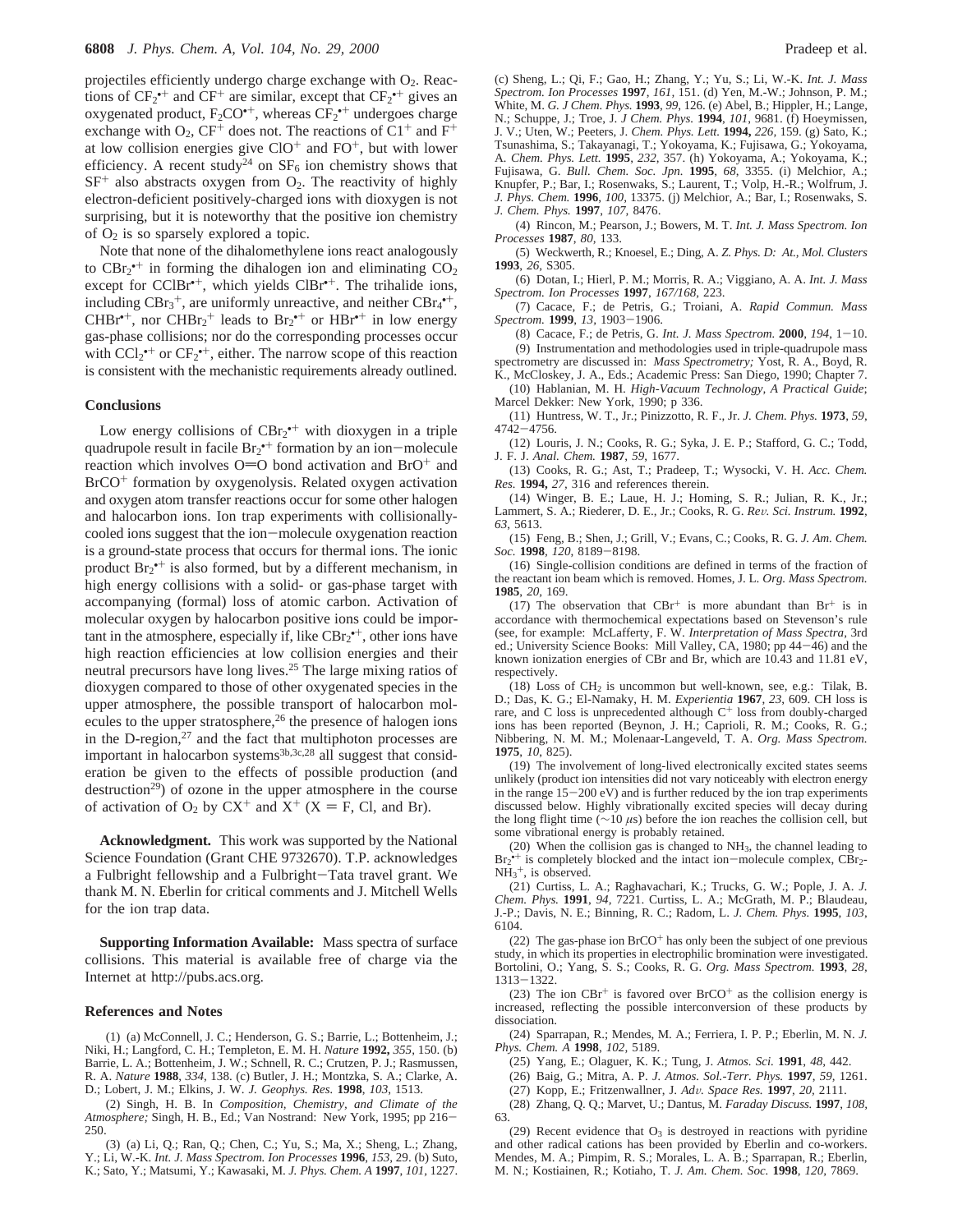projectiles efficiently undergo charge exchange with $O_2$. Reactions of $CF_2^{•+}$ and $CF^+$ are similar, except that $CF_2^{•+}$ gives an oxygenated product, $F_2CO^{•+}$, whereas $CF_2^{•+}$ undergoes charge exchange with $O_2$, $CF^+$ does not. The reactions of $Cl^+$ and $F^+$ at low collision energies give $ClO^+$ and $FO^+$, but with lower efficiency. A recent study[24] on $SF_6$ ion chemistry shows that $SF^+$ also abstracts oxygen from $O_2$. The reactivity of highly electron-deficient positively-charged ions with dioxygen is not surprising, but it is noteworthy that the positive ion chemistry of $O_2$ is so sparsely explored a topic.

Note that none of the dihalomethylene ions react analogously to $CBr_2^{•+}$ in forming the dihalogen ion and eliminating $CO_2$ except for $CClBr^{•+}$, which yields $ClBr^{•+}$. The trihalide ions, including $CBr_3^+$, are uniformly unreactive, and neither $CBr_4^{•+}$, $CHBr^{•+}$, nor $CHBr_2^+$ leads to $Br_2^{•+}$ or $HBr^{•+}$ in low energy gas-phase collisions; nor do the corresponding processes occur with $CCl_2^{•+}$ or $CF_2^{•+}$, either. The narrow scope of this reaction is consistent with the mechanistic requirements already outlined.

## Conclusions

Low energy collisions of $CBr_2^{•+}$ with dioxygen in a triple quadrupole result in facile $Br_2^{•+}$ formation by an ion–molecule reaction which involves O=O bond activation and $BrO^+$ and $BrCO^+$ formation by oxygenolysis. Related oxygen activation and oxygen atom transfer reactions occur for some other halogen and halocarbon ions. Ion trap experiments with collisionally-cooled ions suggest that the ion–molecule oxygenation reaction is a ground-state process that occurs for thermal ions. The ionic product $Br_2^{•+}$ is also formed, but by a different mechanism, in high energy collisions with a solid- or gas-phase target with accompanying (formal) loss of atomic carbon. Activation of molecular oxygen by halocarbon positive ions could be important in the atmosphere, especially if, like $CBr_2^{•+}$, other ions have high reaction efficiencies at low collision energies and their neutral precursors have long lives.[25] The large mixing ratios of dioxygen compared to those of other oxygenated species in the upper atmosphere, the possible transport of halocarbon molecules to the upper stratosphere,[26] the presence of halogen ions in the D-region,[27] and the fact that multiphoton processes are important in halocarbon systems[3b,3c,28] all suggest that consideration be given to the effects of possible production (and destruction[29]) of ozone in the upper atmosphere in the course of activation of $O_2$ by $CX^+$ and $X^+$ (X = F, Cl, and Br).

**Acknowledgment.** This work was supported by the National Science Foundation (Grant CHE 9732670). T.P. acknowledges a Fulbright fellowship and a Fulbright–Tata travel grant. We thank M. N. Eberlin for critical comments and J. Mitchell Wells for the ion trap data.

**Supporting Information Available:** Mass spectra of surface collisions. This material is available free of charge via the Internet at http://pubs.acs.org.

## References and Notes

(1) (a) McConnell, J. C.; Henderson, G. S.; Barrie, L.; Bottenheim, J.; Niki, H.; Langford, C. H.; Templeton, E. M. H. *Nature* **1992,** *355*, 150. (b) Barrie, L. A.; Bottenheim, J. W.; Schnell, R. C.; Crutzen, P. J.; Rasmussen, R. A. *Nature* **1988**, *334*, 138. (c) Butler, J. H.; Montzka, S. A.; Clarke, A. D.; Lobert, J. M.; Elkins, J. W. *J. Geophys. Res.* **1998**, *103*, 1513.

(2) Singh, H. B. In *Composition, Chemistry, and Climate of the Atmosphere;* Singh, H. B., Ed.; Van Nostrand: New York, 1995; pp 216–250.

(3) (a) Li, Q.; Ran, Q.; Chen, C.; Yu, S.; Ma, X.; Sheng, L.; Zhang, Y.; Li, W.-K. *Int. J. Mass Spectrom. Ion Processes* **1996**, *153*, 29. (b) Suto, K.; Sato, Y.; Matsumi, Y.; Kawasaki, M. *J. Phys. Chem. A* **1997**, *101*, 1227. (c) Sheng, L.; Qi, F.; Gao, H.; Zhang, Y.; Yu, S.; Li, W.-K. *Int. J. Mass Spectrom. Ion Processes* **1997**, *161*, 151. (d) Yen, M.-W.; Johnson, P. M.; White, M. *G. J Chem. Phys.* **1993**, *99*, 126. (e) Abel, B.; Hippler, H.; Lange, N.; Schuppe, J.; Troe, J. *J Chem. Phys.* **1994**, *101*, 9681. (f) Hoeymissen, J. V.; Uten, W.; Peeters, J. *Chem. Phys. Lett.* **1994,** *226*, 159. (g) Sato, K.; Tsunashima, S.; Takayanagi, T.; Yokoyama, K.; Fujisawa, G.; Yokoyama, A. *Chem. Phys. Lett.* **1995**, *232*, 357. (h) Yokoyama, A.; Yokoyama, K.; Fujisawa, G. *Bull. Chem. Soc. Jpn.* **1995**, *68*, 3355. (i) Melchior, A.; Knupfer, P.; Bar, I.; Rosenwaks, S.; Laurent, T.; Volp, H.-R.; Wolfrum, J. *J. Phys. Chem.* **1996**, *100*, 13375. (j) Melchior, A.; Bar, I.; Rosenwaks, S. *J. Chem. Phys.* **1997**, *107*, 8476.

(4) Rincon, M.; Pearson, J.; Bowers, M. T. *Int. J. Mass Spectrom. Ion Processes* **1987**, *80*, 133.

(5) Weckwerth, R.; Knoesel, E.; Ding, A. *Z. Phys. D: At., Mol. Clusters* **1993**, *26*, S305.

(6) Dotan, I.; Hierl, P. M.; Morris, R. A.; Viggiano, A. A. *Int. J. Mass Spectrom. Ion Processes* **1997**, *167/168*, 223.

(7) Cacace, F.; de Petris, G.; Troiani, A. *Rapid Commun. Mass Spectrom.* **1999**, *13*, 1903–1906.

(8) Cacace, F.; de Petris, G. *Int. J. Mass Spectrom.* **2000**, *194*, 1–10.

(9) Instrumentation and methodologies used in triple-quadrupole mass spectrometry are discussed in: *Mass Spectrometry;* Yost, R. A., Boyd, R. K., McCloskey, J. A., Eds.; Academic Press: San Diego, 1990; Chapter 7.

(10) Hablanian, M. H. *High-Vacuum Technology, A Practical Guide*; Marcel Dekker: New York, 1990; p 336.

(11) Huntress, W. T., Jr.; Pinizzotto, R. F., Jr. *J. Chem. Phys.* **1973**, *59*, 4742–4756.

(12) Louris, J. N.; Cooks, R. G.; Syka, J. E. P.; Stafford, G. C.; Todd, J. F. J. *Anal. Chem.* **1987**, *59*, 1677.

(13) Cooks, R. G.; Ast, T.; Pradeep, T.; Wysocki, V. H. *Acc. Chem. Res.* **1994,** *27*, 316 and references therein.

(14) Winger, B. E.; Laue, H. J.; Homing, S. R.; Julian, R. K., Jr.; Lammert, S. A.; Riederer, D. E., Jr.; Cooks, R. G. *Rev. Sci. Instrum.* **1992**, *63*, 5613.

(15) Feng, B.; Shen, J.; Grill, V.; Evans, C.; Cooks, R. G. *J. Am. Chem. Soc.* **1998**, *120*, 8189–8198.

(16) Single-collision conditions are defined in terms of the fraction of the reactant ion beam which is removed. Homes, J. L. *Org. Mass Spectrom.* **1985**, *20*, 169.

(17) The observation that $CBr^+$ is more abundant than $Br^+$ is in accordance with thermochemical expectations based on Stevenson's rule (see, for example: McLafferty, F. W. *Interpretation of Mass Spectra,* 3rd ed.; University Science Books: Mill Valley, CA, 1980; pp 44–46) and the known ionization energies of CBr and Br, which are 10.43 and 11.81 eV, respectively.

(18) Loss of $CH_2$ is uncommon but well-known, see, e.g.: Tilak, B. D.; Das, K. G.; El-Namaky, H. M. *Experientia* **1967**, *23*, 609. CH loss is rare, and C loss is unprecedented although $C^+$ loss from doubly-charged ions has been reported (Beynon, J. H.; Caprioli, R. M.; Cooks, R. G.; Nibbering, N. M. M.; Molenaar-Langeveld, T. A. *Org. Mass Spectrom.* **1975**, *10*, 825).

(19) The involvement of long-lived electronically excited states seems unlikely (product ion intensities did not vary noticeably with electron energy in the range 15–200 eV) and is further reduced by the ion trap experiments discussed below. Highly vibrationally excited species will decay during the long flight time (~10 $\mu$s) before the ion reaches the collision cell, but some vibrational energy is probably retained.

(20) When the collision gas is changed to $NH_3$, the channel leading to $Br_2^{•+}$ is completely blocked and the intact ion–molecule complex, $CBr_2$-$NH_3^+$, is observed.

(21) Curtiss, L. A.; Raghavachari, K.; Trucks, G. W.; Pople, J. A. *J. Chem. Phys.* **1991**, *94*, 7221. Curtiss, L. A.; McGrath, M. P.; Blaudeau, J.-P.; Davis, N. E.; Binning, R. C.; Radom, L. *J. Chem. Phys.* **1995**, *103*, 6104.

(22) The gas-phase ion $BrCO^+$ has only been the subject of one previous study, in which its properties in electrophilic bromination were investigated. Bortolini, O.; Yang, S. S.; Cooks, R. G. *Org. Mass Spectrom.* **1993**, *28*, 1313–1322.

(23) The ion $CBr^+$ is favored over $BrCO^+$ as the collision energy is increased, reflecting the possible interconversion of these products by dissociation.

(24) Sparrapan, R.; Mendes, M. A.; Ferriera, I. P. P.; Eberlin, M. N. *J. Phys. Chem. A* **1998**, *102*, 5189.

(25) Yang, E.; Olaguer, K. K.; Tung, J. *Atmos. Sci.* **1991**, *48*, 442.

(26) Baig, G.; Mitra, A. P. *J. Atmos. Sol.-Terr. Phys.* **1997**, *59*, 1261.

(27) Kopp, E.; Fritzenwallner, J. *Adv. Space Res.* **1997**, *20*, 2111.

(28) Zhang, Q. Q.; Marvet, U.; Dantus, M. *Faraday Discuss.* **1997**, *108*, 63.

(29) Recent evidence that $O_3$ is destroyed in reactions with pyridine and other radical cations has been provided by Eberlin and co-workers. Mendes, M. A.; Pimpim, R. S.; Morales, L. A. B.; Sparrapan, R.; Eberlin, M. N.; Kostiainen, R.; Kotiaho, T. *J. Am. Chem. Soc.* **1998**, *120*, 7869.